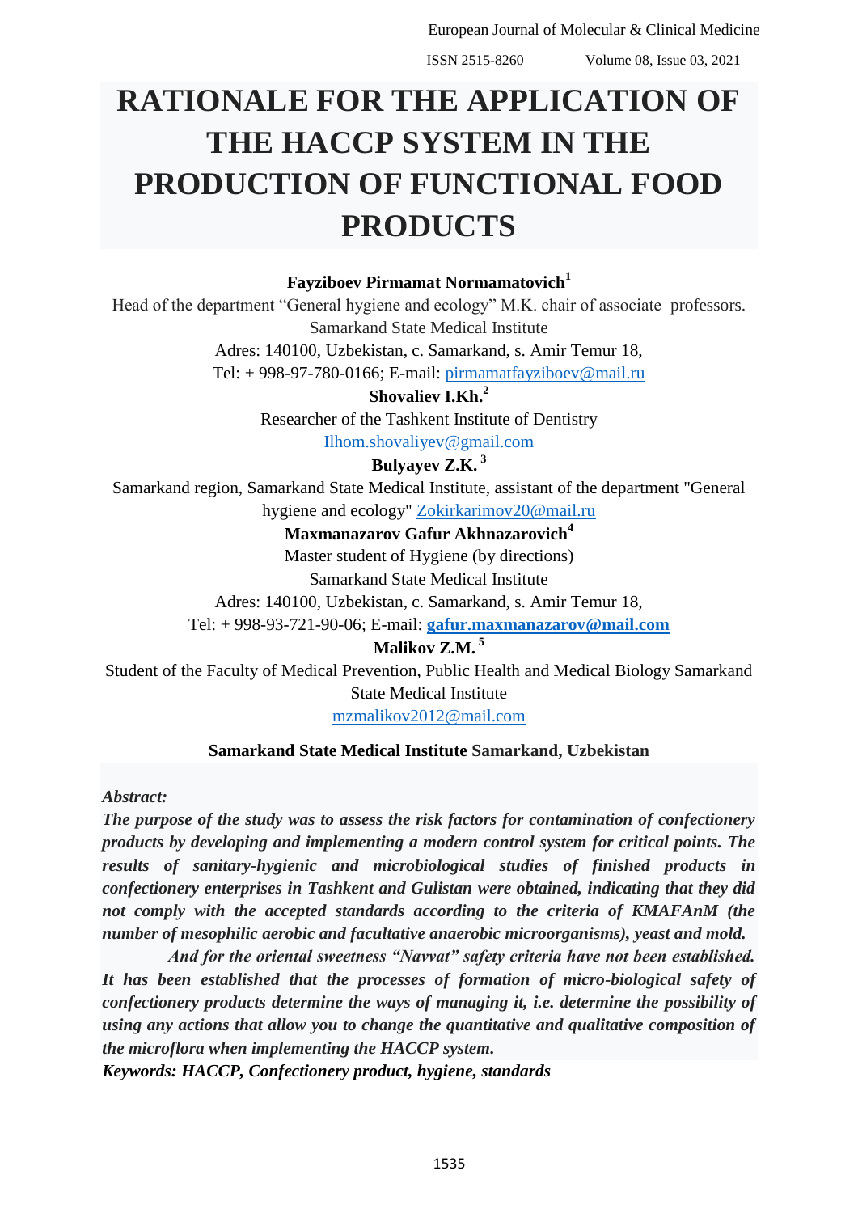# RATIONALE FOR THE APPLICATION OF THE HACCP SYSTEM IN THE PRODUCTION OF FUNCTIONAL FOOD PRODUCTS

**Fayziboev Pirmamat Normamatovich**[1]

Head of the department "General hygiene and ecology" M.K. chair of associate professors. Samarkand State Medical Institute

Adres: 140100, Uzbekistan, c. Samarkand, s. Amir Temur 18,

Tel: + 998-97-780-0166; E-mail: pirmamatfayziboev@mail.ru

**Shovaliev I.Kh.**[2]

Researcher of the Tashkent Institute of Dentistry

Ilhom.shovaliyev@gmail.com

**Bulyayev Z.K.** [3]

Samarkand region, Samarkand State Medical Institute, assistant of the department "General hygiene and ecology" Zokirkarimov20@mail.ru

**Maxmanazarov Gafur Akhnazarovich**[4]

Master student of Hygiene (by directions)

Samarkand State Medical Institute

Adres: 140100, Uzbekistan, c. Samarkand, s. Amir Temur 18,

Tel: + 998-93-721-90-06; E-mail: **gafur.maxmanazarov@mail.com**

**Malikov Z.M.** [5]

Student of the Faculty of Medical Prevention, Public Health and Medical Biology Samarkand State Medical Institute

mzmalikov2012@mail.com

**Samarkand State Medical Institute Samarkand, Uzbekistan**

***Abstract:***

***The purpose of the study was to assess the risk factors for contamination of confectionery products by developing and implementing a modern control system for critical points. The results of sanitary-hygienic and microbiological studies of finished products in confectionery enterprises in Tashkent and Gulistan were obtained, indicating that they did not comply with the accepted standards according to the criteria of KMAFAnM (the number of mesophilic aerobic and facultative anaerobic microorganisms), yeast and mold.***

***And for the oriental sweetness "Navvat" safety criteria have not been established. It has been established that the processes of formation of micro-biological safety of confectionery products determine the ways of managing it, i.e. determine the possibility of using any actions that allow you to change the quantitative and qualitative composition of the microflora when implementing the HACCP system.***

***Keywords: HACCP, Confectionery product, hygiene, standards***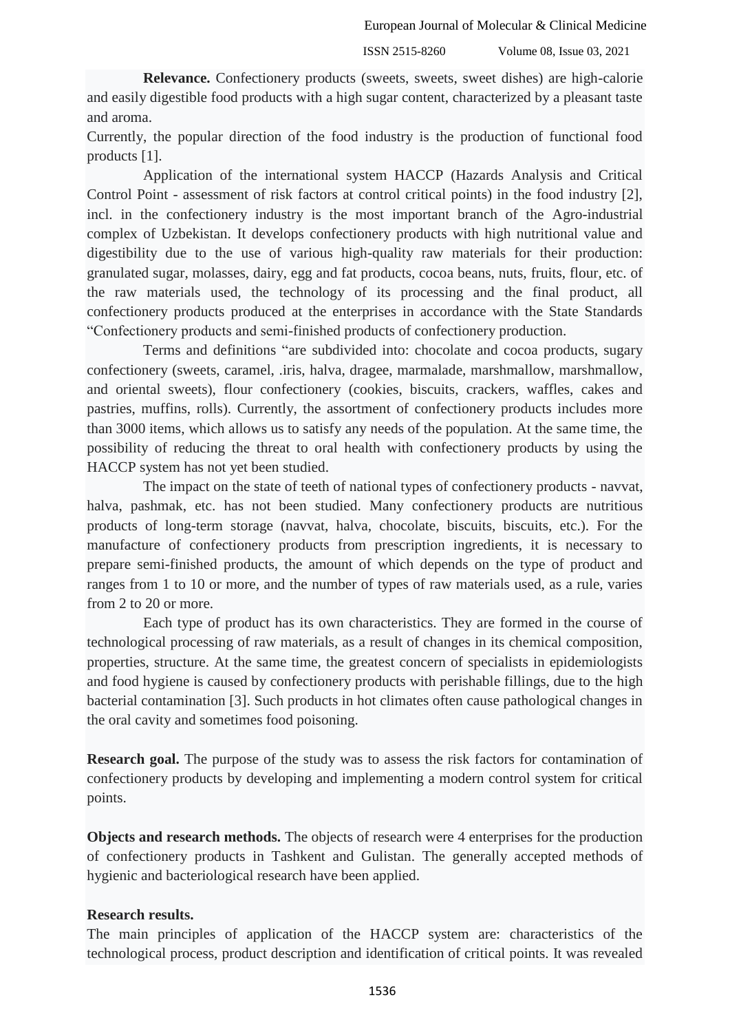**Relevance.** Confectionery products (sweets, sweets, sweet dishes) are high-calorie and easily digestible food products with a high sugar content, characterized by a pleasant taste and aroma.

Currently, the popular direction of the food industry is the production of functional food products [1].

Application of the international system HACCP (Hazards Analysis and Critical Control Point - assessment of risk factors at control critical points) in the food industry [2], incl. in the confectionery industry is the most important branch of the Agro-industrial complex of Uzbekistan. It develops confectionery products with high nutritional value and digestibility due to the use of various high-quality raw materials for their production: granulated sugar, molasses, dairy, egg and fat products, cocoa beans, nuts, fruits, flour, etc. of the raw materials used, the technology of its processing and the final product, all confectionery products produced at the enterprises in accordance with the State Standards "Confectionery products and semi-finished products of confectionery production.

Terms and definitions "are subdivided into: chocolate and cocoa products, sugary confectionery (sweets, caramel, .iris, halva, dragee, marmalade, marshmallow, marshmallow, and oriental sweets), flour confectionery (cookies, biscuits, crackers, waffles, cakes and pastries, muffins, rolls). Currently, the assortment of confectionery products includes more than 3000 items, which allows us to satisfy any needs of the population. At the same time, the possibility of reducing the threat to oral health with confectionery products by using the HACCP system has not yet been studied.

The impact on the state of teeth of national types of confectionery products - navvat, halva, pashmak, etc. has not been studied. Many confectionery products are nutritious products of long-term storage (navvat, halva, chocolate, biscuits, biscuits, etc.). For the manufacture of confectionery products from prescription ingredients, it is necessary to prepare semi-finished products, the amount of which depends on the type of product and ranges from 1 to 10 or more, and the number of types of raw materials used, as a rule, varies from 2 to 20 or more.

Each type of product has its own characteristics. They are formed in the course of technological processing of raw materials, as a result of changes in its chemical composition, properties, structure. At the same time, the greatest concern of specialists in epidemiologists and food hygiene is caused by confectionery products with perishable fillings, due to the high bacterial contamination [3]. Such products in hot climates often cause pathological changes in the oral cavity and sometimes food poisoning.

**Research goal.** The purpose of the study was to assess the risk factors for contamination of confectionery products by developing and implementing a modern control system for critical points.

**Objects and research methods.** The objects of research were 4 enterprises for the production of confectionery products in Tashkent and Gulistan. The generally accepted methods of hygienic and bacteriological research have been applied.

**Research results.**

The main principles of application of the HACCP system are: characteristics of the technological process, product description and identification of critical points. It was revealed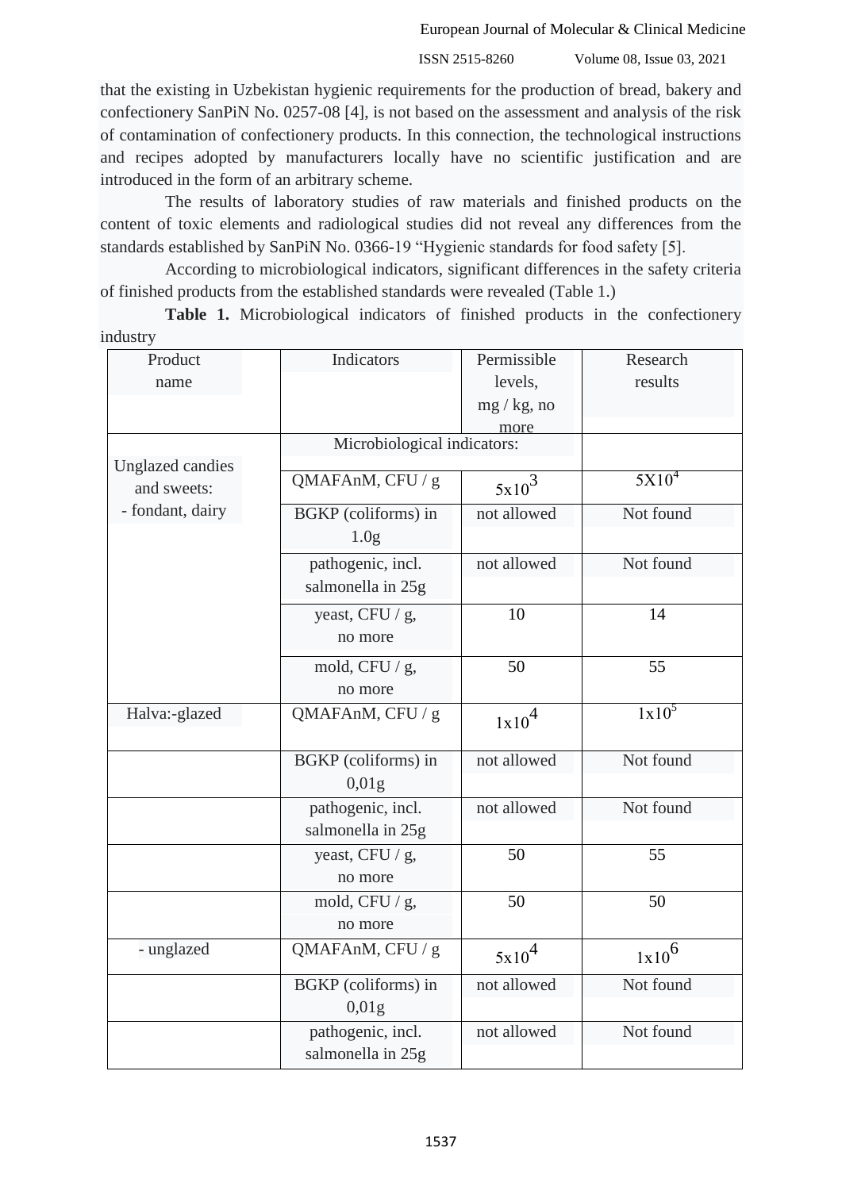that the existing in Uzbekistan hygienic requirements for the production of bread, bakery and confectionery SanPiN No. 0257-08 [4], is not based on the assessment and analysis of the risk of contamination of confectionery products. In this connection, the technological instructions and recipes adopted by manufacturers locally have no scientific justification and are introduced in the form of an arbitrary scheme.

The results of laboratory studies of raw materials and finished products on the content of toxic elements and radiological studies did not reveal any differences from the standards established by SanPiN No. 0366-19 "Hygienic standards for food safety [5].

According to microbiological indicators, significant differences in the safety criteria of finished products from the established standards were revealed (Table 1.)

**Table 1.** Microbiological indicators of finished products in the confectionery industry

| Product name | Indicators | Permissible levels, mg / kg, no more | Research results |
|---|---|---|---|
| Unglazed candies and sweets: - fondant, dairy | Microbiological indicators: | | |
| | QMAFAnM, CFU / g | $5x10^3$ | $5X10^4$ |
| | BGKP (coliforms) in 1.0g | not allowed | Not found |
| | pathogenic, incl. salmonella in 25g | not allowed | Not found |
| | yeast, CFU / g, no more | 10 | 14 |
| | mold, CFU / g, no more | 50 | 55 |
| Halva:-glazed | QMAFAnM, CFU / g | $1x10^4$ | $1x10^5$ |
| | BGKP (coliforms) in 0,01g | not allowed | Not found |
| | pathogenic, incl. salmonella in 25g | not allowed | Not found |
| | yeast, CFU / g, no more | 50 | 55 |
| | mold, CFU / g, no more | 50 | 50 |
| - unglazed | QMAFAnM, CFU / g | $5x10^4$ | $1x10^6$ |
| | BGKP (coliforms) in 0,01g | not allowed | Not found |
| | pathogenic, incl. salmonella in 25g | not allowed | Not found |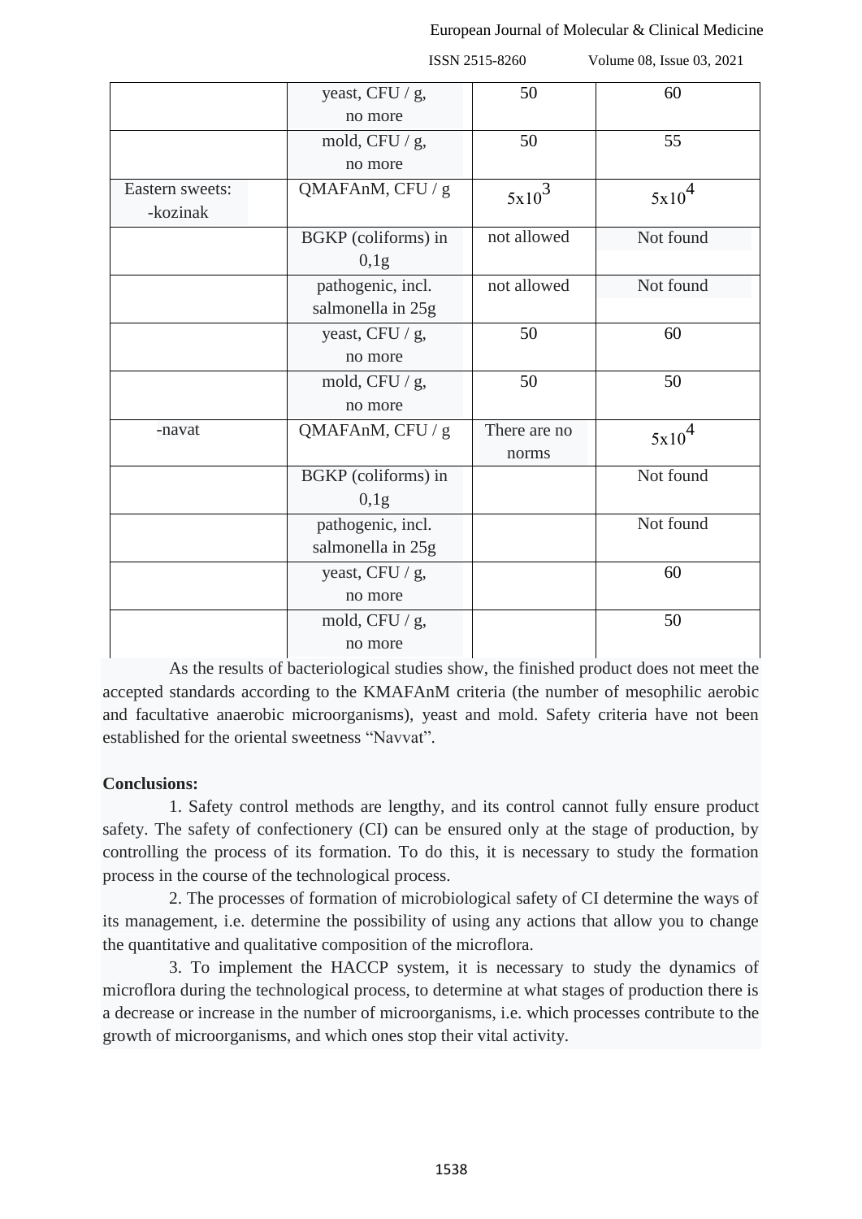|  |  |  |  |
|---|---|---|---|
|  | yeast, CFU / g, no more | 50 | 60 |
|  | mold, CFU / g, no more | 50 | 55 |
| Eastern sweets: -kozinak | QMAFAnM, CFU / g | $5x10^3$ | $5x10^4$ |
|  | BGKP (coliforms) in 0,1g | not allowed | Not found |
|  | pathogenic, incl. salmonella in 25g | not allowed | Not found |
|  | yeast, CFU / g, no more | 50 | 60 |
|  | mold, CFU / g, no more | 50 | 50 |
| -navat | QMAFAnM, CFU / g | There are no norms | $5x10^4$ |
|  | BGKP (coliforms) in 0,1g |  | Not found |
|  | pathogenic, incl. salmonella in 25g |  | Not found |
|  | yeast, CFU / g, no more |  | 60 |
|  | mold, CFU / g, no more |  | 50 |

As the results of bacteriological studies show, the finished product does not meet the accepted standards according to the KMAFAnM criteria (the number of mesophilic aerobic and facultative anaerobic microorganisms), yeast and mold. Safety criteria have not been established for the oriental sweetness "Navvat".

**Conclusions:**

1. Safety control methods are lengthy, and its control cannot fully ensure product safety. The safety of confectionery (CI) can be ensured only at the stage of production, by controlling the process of its formation. To do this, it is necessary to study the formation process in the course of the technological process.

2. The processes of formation of microbiological safety of CI determine the ways of its management, i.e. determine the possibility of using any actions that allow you to change the quantitative and qualitative composition of the microflora.

3. To implement the HACCP system, it is necessary to study the dynamics of microflora during the technological process, to determine at what stages of production there is a decrease or increase in the number of microorganisms, i.e. which processes contribute to the growth of microorganisms, and which ones stop their vital activity.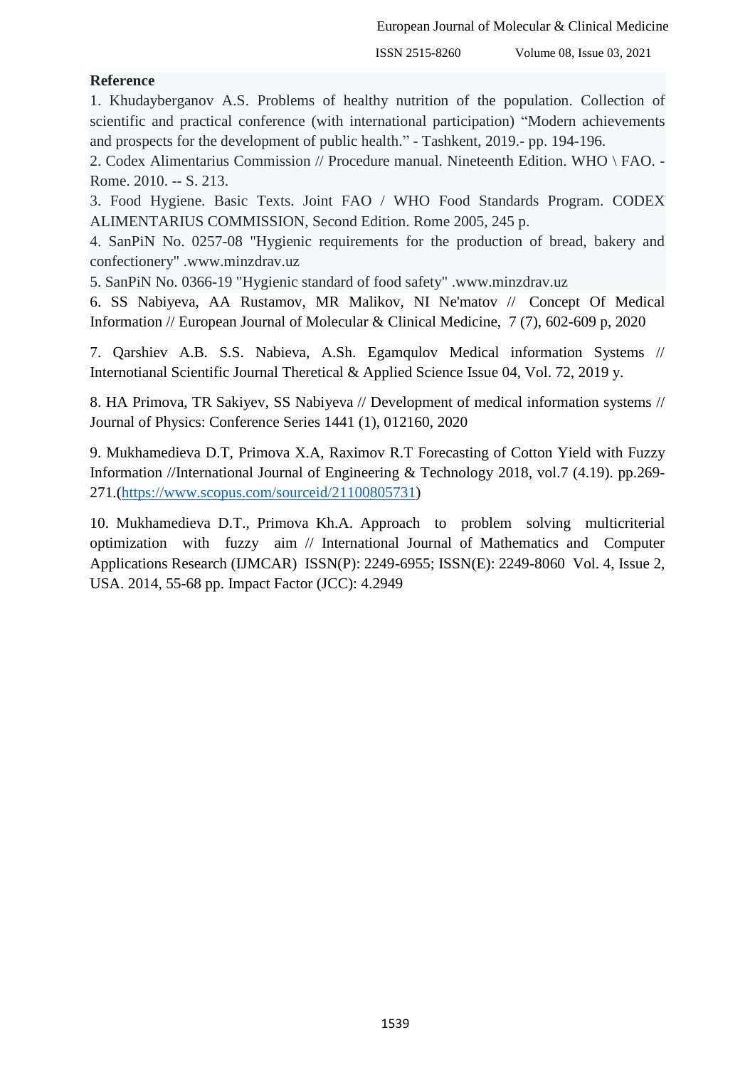**Reference**

1. Khudayberganov A.S. Problems of healthy nutrition of the population. Collection of scientific and practical conference (with international participation) "Modern achievements and prospects for the development of public health." - Tashkent, 2019.- pp. 194-196.
2. Codex Alimentarius Commission // Procedure manual. Nineteenth Edition. WHO \ FAO. - Rome. 2010. -- S. 213.
3. Food Hygiene. Basic Texts. Joint FAO / WHO Food Standards Program. CODEX ALIMENTARIUS COMMISSION, Second Edition. Rome 2005, 245 p.
4. SanPiN No. 0257-08 "Hygienic requirements for the production of bread, bakery and confectionery" .www.minzdrav.uz
5. SanPiN No. 0366-19 "Hygienic standard of food safety" .www.minzdrav.uz
6. SS Nabiyeva, AA Rustamov, MR Malikov, NI Ne'matov // Concept Of Medical Information // European Journal of Molecular & Clinical Medicine, 7 (7), 602-609 p, 2020
7. Qarshiev A.B. S.S. Nabieva, A.Sh. Egamqulov Medical information Systems // Internotianal Scientific Journal Theretical & Applied Science Issue 04, Vol. 72, 2019 y.
8. HA Primova, TR Sakiyev, SS Nabiyeva // Development of medical information systems // Journal of Physics: Conference Series 1441 (1), 012160, 2020
9. Mukhamedieva D.T, Primova X.A, Raximov R.T Forecasting of Cotton Yield with Fuzzy Information //International Journal of Engineering & Technology 2018, vol.7 (4.19). pp.269-271.(https://www.scopus.com/sourceid/21100805731)
10. Mukhamedieva D.T., Primova Kh.A. Approach to problem solving multicriterial optimization with fuzzy aim // International Journal of Mathematics and Computer Applications Research (IJMCAR) ISSN(P): 2249-6955; ISSN(E): 2249-8060 Vol. 4, Issue 2, USA. 2014, 55-68 pp. Impact Factor (JCC): 4.2949